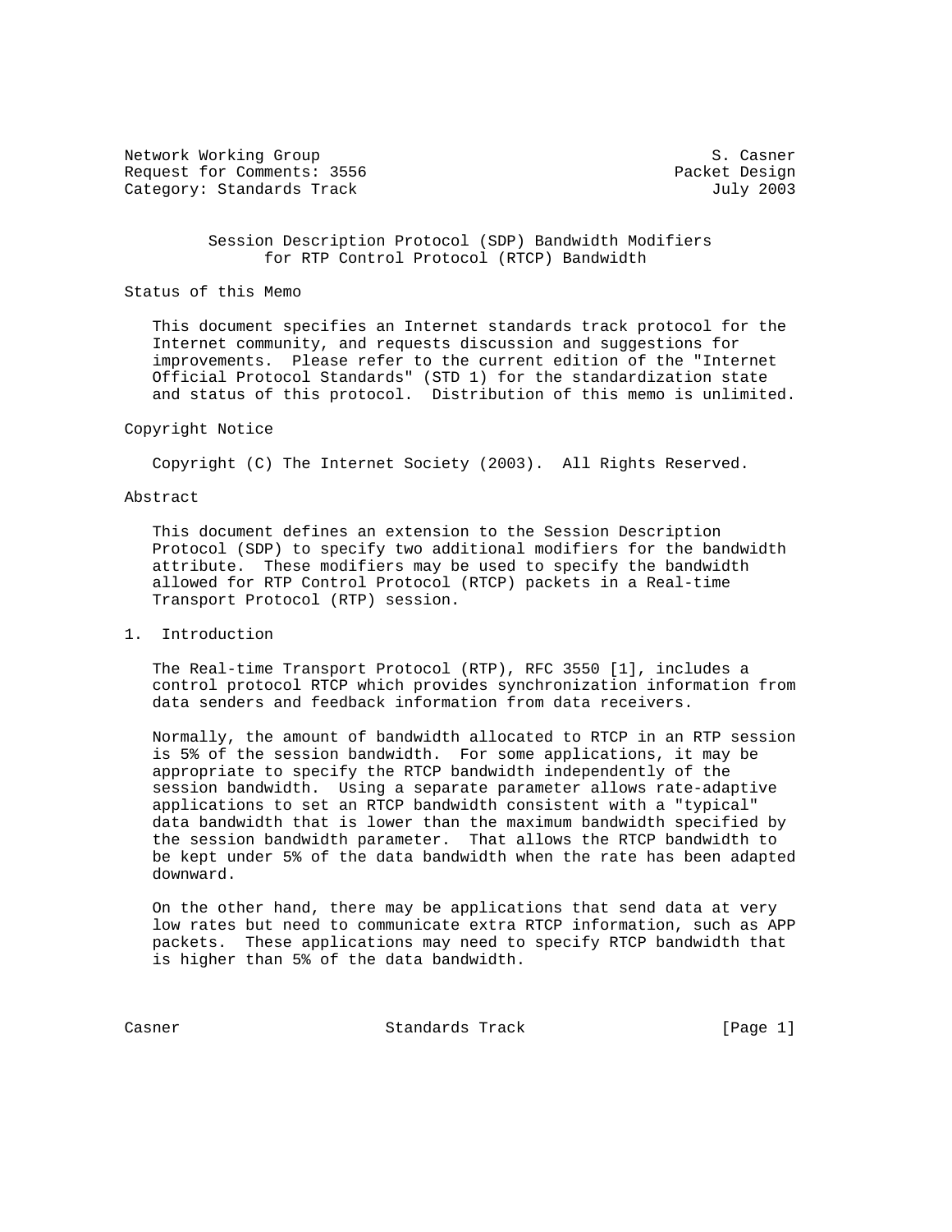Network Working Group S. Casner
Request for Comments: 3556 Packet Design
Category: Standards Track July 2003

# Session Description Protocol (SDP) Bandwidth Modifiers for RTP Control Protocol (RTCP) Bandwidth

## Status of this Memo

This document specifies an Internet standards track protocol for the Internet community, and requests discussion and suggestions for improvements. Please refer to the current edition of the "Internet Official Protocol Standards" (STD 1) for the standardization state and status of this protocol. Distribution of this memo is unlimited.

## Copyright Notice

Copyright (C) The Internet Society (2003). All Rights Reserved.

## Abstract

This document defines an extension to the Session Description Protocol (SDP) to specify two additional modifiers for the bandwidth attribute. These modifiers may be used to specify the bandwidth allowed for RTP Control Protocol (RTCP) packets in a Real-time Transport Protocol (RTP) session.

## 1. Introduction

The Real-time Transport Protocol (RTP), RFC 3550 [1], includes a control protocol RTCP which provides synchronization information from data senders and feedback information from data receivers.

Normally, the amount of bandwidth allocated to RTCP in an RTP session is 5% of the session bandwidth. For some applications, it may be appropriate to specify the RTCP bandwidth independently of the session bandwidth. Using a separate parameter allows rate-adaptive applications to set an RTCP bandwidth consistent with a "typical" data bandwidth that is lower than the maximum bandwidth specified by the session bandwidth parameter. That allows the RTCP bandwidth to be kept under 5% of the data bandwidth when the rate has been adapted downward.

On the other hand, there may be applications that send data at very low rates but need to communicate extra RTCP information, such as APP packets. These applications may need to specify RTCP bandwidth that is higher than 5% of the data bandwidth.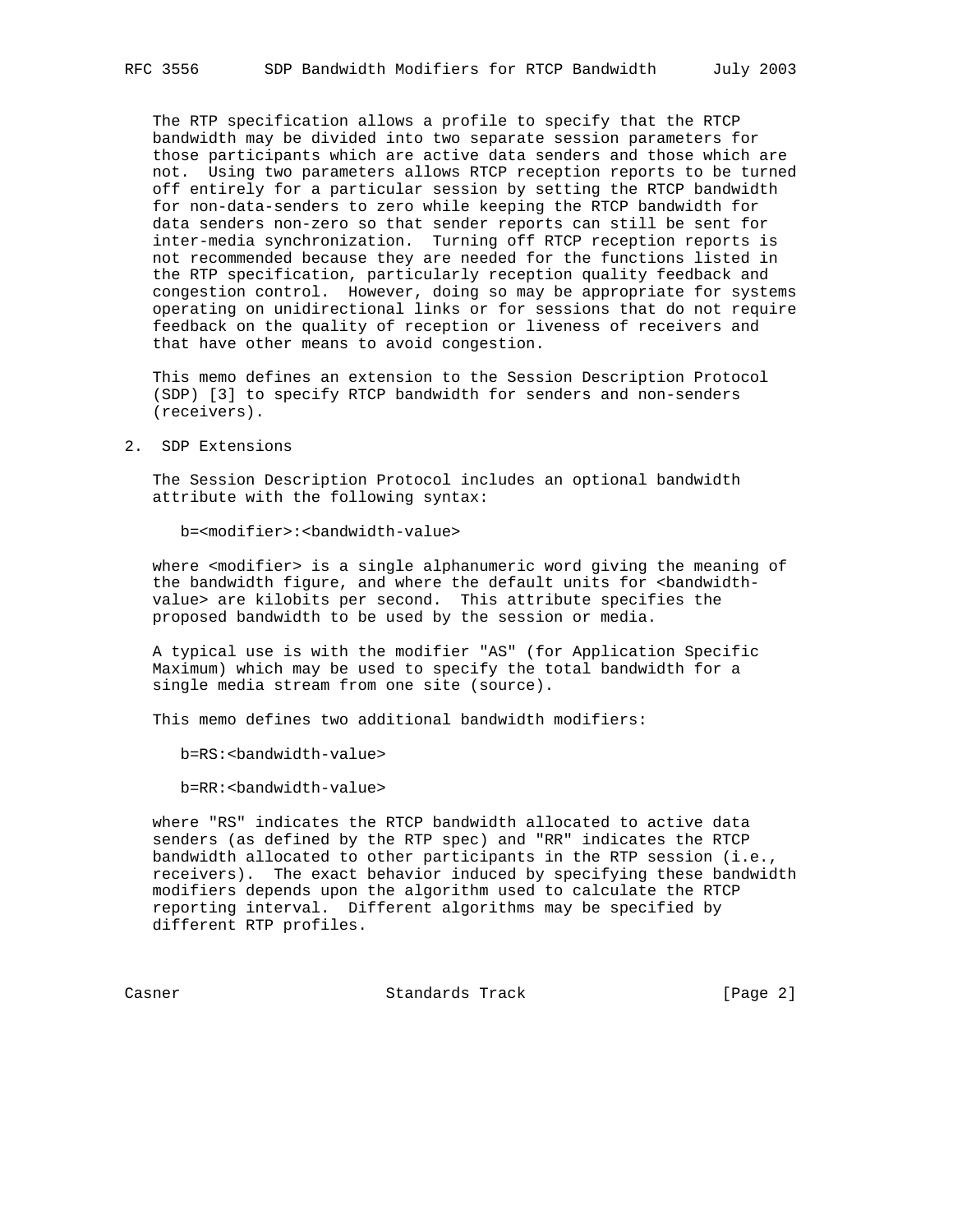The RTP specification allows a profile to specify that the RTCP bandwidth may be divided into two separate session parameters for those participants which are active data senders and those which are not. Using two parameters allows RTCP reception reports to be turned off entirely for a particular session by setting the RTCP bandwidth for non-data-senders to zero while keeping the RTCP bandwidth for data senders non-zero so that sender reports can still be sent for inter-media synchronization. Turning off RTCP reception reports is not recommended because they are needed for the functions listed in the RTP specification, particularly reception quality feedback and congestion control. However, doing so may be appropriate for systems operating on unidirectional links or for sessions that do not require feedback on the quality of reception or liveness of receivers and that have other means to avoid congestion.

This memo defines an extension to the Session Description Protocol (SDP) [3] to specify RTCP bandwidth for senders and non-senders (receivers).

## 2. SDP Extensions

The Session Description Protocol includes an optional bandwidth attribute with the following syntax:

```
b=<modifier>:<bandwidth-value>
```

where <modifier> is a single alphanumeric word giving the meaning of the bandwidth figure, and where the default units for <bandwidth-value> are kilobits per second. This attribute specifies the proposed bandwidth to be used by the session or media.

A typical use is with the modifier "AS" (for Application Specific Maximum) which may be used to specify the total bandwidth for a single media stream from one site (source).

This memo defines two additional bandwidth modifiers:

```
b=RS:<bandwidth-value>

b=RR:<bandwidth-value>
```

where "RS" indicates the RTCP bandwidth allocated to active data senders (as defined by the RTP spec) and "RR" indicates the RTCP bandwidth allocated to other participants in the RTP session (i.e., receivers). The exact behavior induced by specifying these bandwidth modifiers depends upon the algorithm used to calculate the RTCP reporting interval. Different algorithms may be specified by different RTP profiles.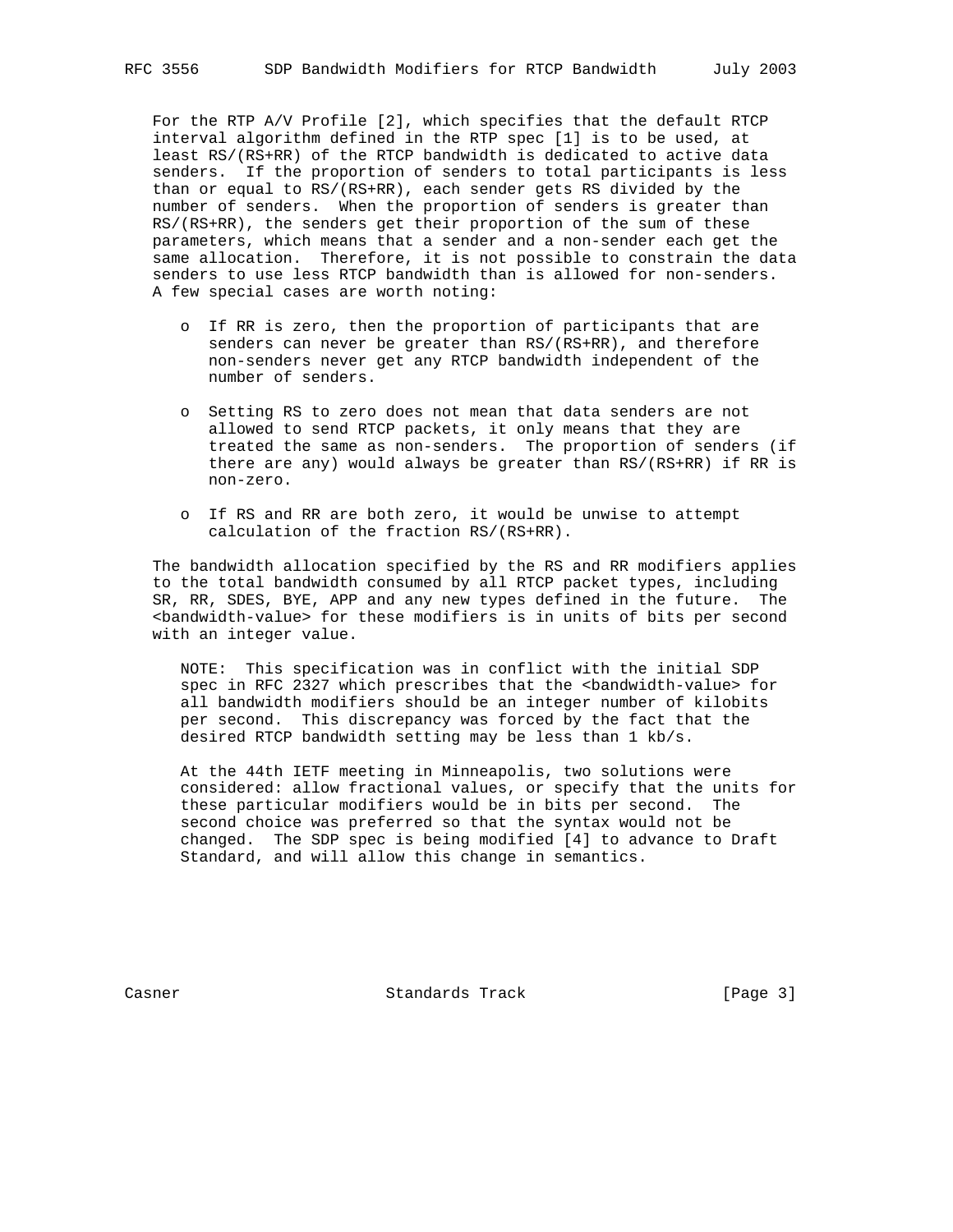For the RTP A/V Profile [2], which specifies that the default RTCP interval algorithm defined in the RTP spec [1] is to be used, at least RS/(RS+RR) of the RTCP bandwidth is dedicated to active data senders. If the proportion of senders to total participants is less than or equal to RS/(RS+RR), each sender gets RS divided by the number of senders. When the proportion of senders is greater than RS/(RS+RR), the senders get their proportion of the sum of these parameters, which means that a sender and a non-sender each get the same allocation. Therefore, it is not possible to constrain the data senders to use less RTCP bandwidth than is allowed for non-senders. A few special cases are worth noting:

- If RR is zero, then the proportion of participants that are senders can never be greater than RS/(RS+RR), and therefore non-senders never get any RTCP bandwidth independent of the number of senders.

- Setting RS to zero does not mean that data senders are not allowed to send RTCP packets, it only means that they are treated the same as non-senders. The proportion of senders (if there are any) would always be greater than RS/(RS+RR) if RR is non-zero.

- If RS and RR are both zero, it would be unwise to attempt calculation of the fraction RS/(RS+RR).

The bandwidth allocation specified by the RS and RR modifiers applies to the total bandwidth consumed by all RTCP packet types, including SR, RR, SDES, BYE, APP and any new types defined in the future. The <bandwidth-value> for these modifiers is in units of bits per second with an integer value.

NOTE: This specification was in conflict with the initial SDP spec in RFC 2327 which prescribes that the <bandwidth-value> for all bandwidth modifiers should be an integer number of kilobits per second. This discrepancy was forced by the fact that the desired RTCP bandwidth setting may be less than 1 kb/s.

At the 44th IETF meeting in Minneapolis, two solutions were considered: allow fractional values, or specify that the units for these particular modifiers would be in bits per second. The second choice was preferred so that the syntax would not be changed. The SDP spec is being modified [4] to advance to Draft Standard, and will allow this change in semantics.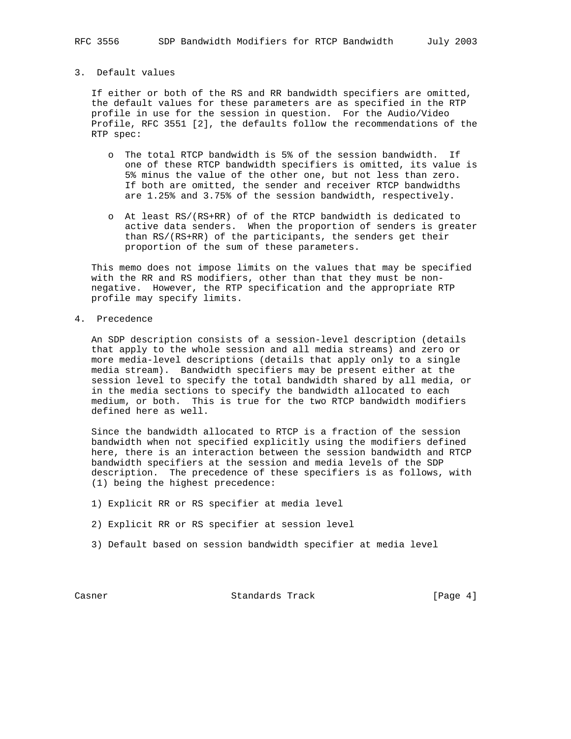## 3. Default values

If either or both of the RS and RR bandwidth specifiers are omitted, the default values for these parameters are as specified in the RTP profile in use for the session in question. For the Audio/Video Profile, RFC 3551 [2], the defaults follow the recommendations of the RTP spec:

- The total RTCP bandwidth is 5% of the session bandwidth. If one of these RTCP bandwidth specifiers is omitted, its value is 5% minus the value of the other one, but not less than zero. If both are omitted, the sender and receiver RTCP bandwidths are 1.25% and 3.75% of the session bandwidth, respectively.

- At least RS/(RS+RR) of of the RTCP bandwidth is dedicated to active data senders. When the proportion of senders is greater than RS/(RS+RR) of the participants, the senders get their proportion of the sum of these parameters.

This memo does not impose limits on the values that may be specified with the RR and RS modifiers, other than that they must be non-negative. However, the RTP specification and the appropriate RTP profile may specify limits.

## 4. Precedence

An SDP description consists of a session-level description (details that apply to the whole session and all media streams) and zero or more media-level descriptions (details that apply only to a single media stream). Bandwidth specifiers may be present either at the session level to specify the total bandwidth shared by all media, or in the media sections to specify the bandwidth allocated to each medium, or both. This is true for the two RTCP bandwidth modifiers defined here as well.

Since the bandwidth allocated to RTCP is a fraction of the session bandwidth when not specified explicitly using the modifiers defined here, there is an interaction between the session bandwidth and RTCP bandwidth specifiers at the session and media levels of the SDP description. The precedence of these specifiers is as follows, with (1) being the highest precedence:

1) Explicit RR or RS specifier at media level

2) Explicit RR or RS specifier at session level

3) Default based on session bandwidth specifier at media level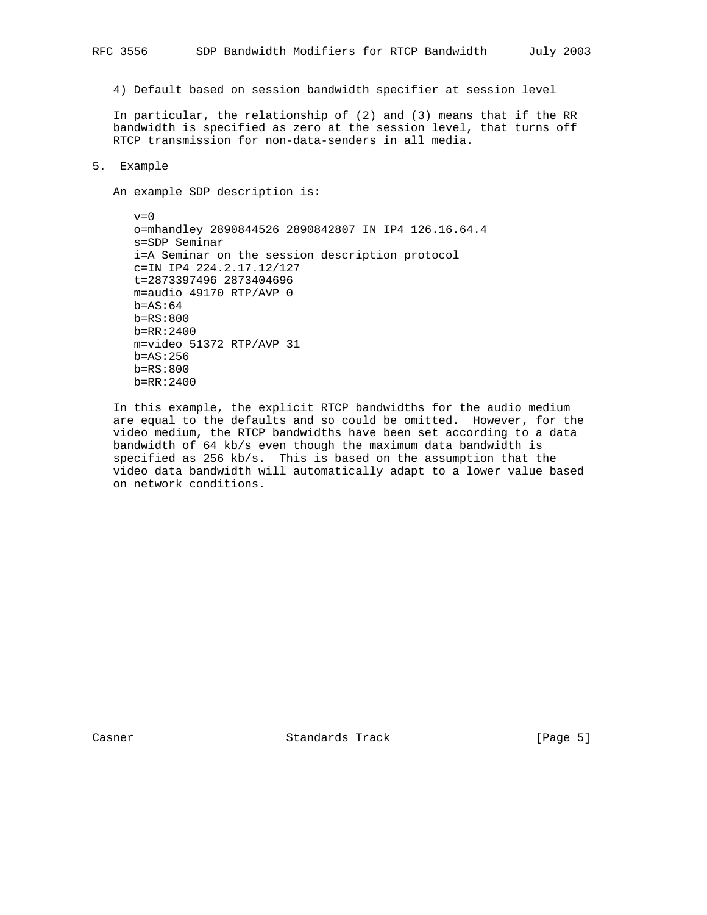4) Default based on session bandwidth specifier at session level

In particular, the relationship of (2) and (3) means that if the RR bandwidth is specified as zero at the session level, that turns off RTCP transmission for non-data-senders in all media.

## 5. Example

An example SDP description is:

```
v=0
o=mhandley 2890844526 2890842807 IN IP4 126.16.64.4
s=SDP Seminar
i=A Seminar on the session description protocol
c=IN IP4 224.2.17.12/127
t=2873397496 2873404696
m=audio 49170 RTP/AVP 0
b=AS:64
b=RS:800
b=RR:2400
m=video 51372 RTP/AVP 31
b=AS:256
b=RS:800
b=RR:2400
```

In this example, the explicit RTCP bandwidths for the audio medium are equal to the defaults and so could be omitted. However, for the video medium, the RTCP bandwidths have been set according to a data bandwidth of 64 kb/s even though the maximum data bandwidth is specified as 256 kb/s. This is based on the assumption that the video data bandwidth will automatically adapt to a lower value based on network conditions.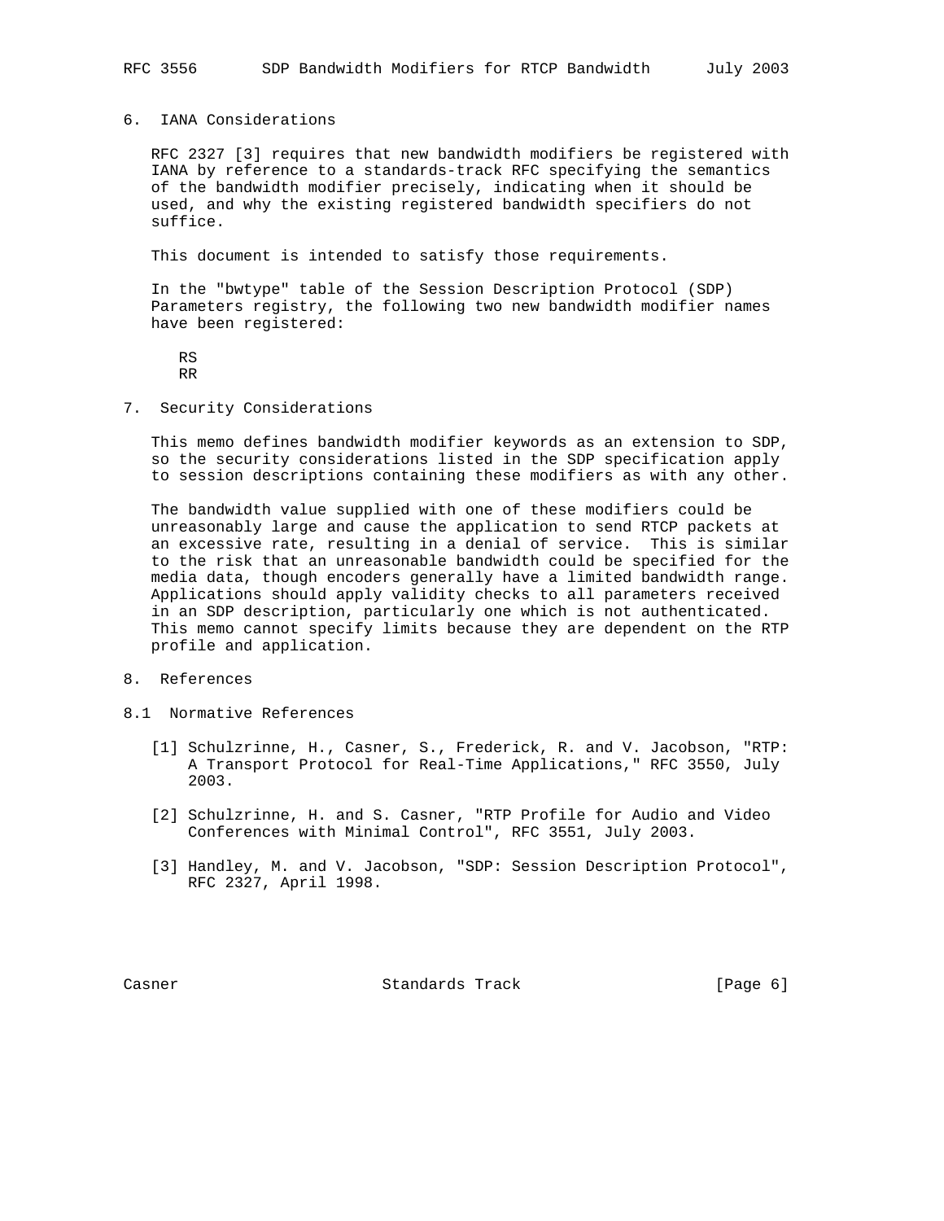## 6. IANA Considerations

RFC 2327 [3] requires that new bandwidth modifiers be registered with IANA by reference to a standards-track RFC specifying the semantics of the bandwidth modifier precisely, indicating when it should be used, and why the existing registered bandwidth specifiers do not suffice.

This document is intended to satisfy those requirements.

In the "bwtype" table of the Session Description Protocol (SDP) Parameters registry, the following two new bandwidth modifier names have been registered:

```
RS
RR
```

## 7. Security Considerations

This memo defines bandwidth modifier keywords as an extension to SDP, so the security considerations listed in the SDP specification apply to session descriptions containing these modifiers as with any other.

The bandwidth value supplied with one of these modifiers could be unreasonably large and cause the application to send RTCP packets at an excessive rate, resulting in a denial of service. This is similar to the risk that an unreasonable bandwidth could be specified for the media data, though encoders generally have a limited bandwidth range. Applications should apply validity checks to all parameters received in an SDP description, particularly one which is not authenticated. This memo cannot specify limits because they are dependent on the RTP profile and application.

## 8. References

### 8.1 Normative References

[1] Schulzrinne, H., Casner, S., Frederick, R. and V. Jacobson, "RTP: A Transport Protocol for Real-Time Applications," RFC 3550, July 2003.

[2] Schulzrinne, H. and S. Casner, "RTP Profile for Audio and Video Conferences with Minimal Control", RFC 3551, July 2003.

[3] Handley, M. and V. Jacobson, "SDP: Session Description Protocol", RFC 2327, April 1998.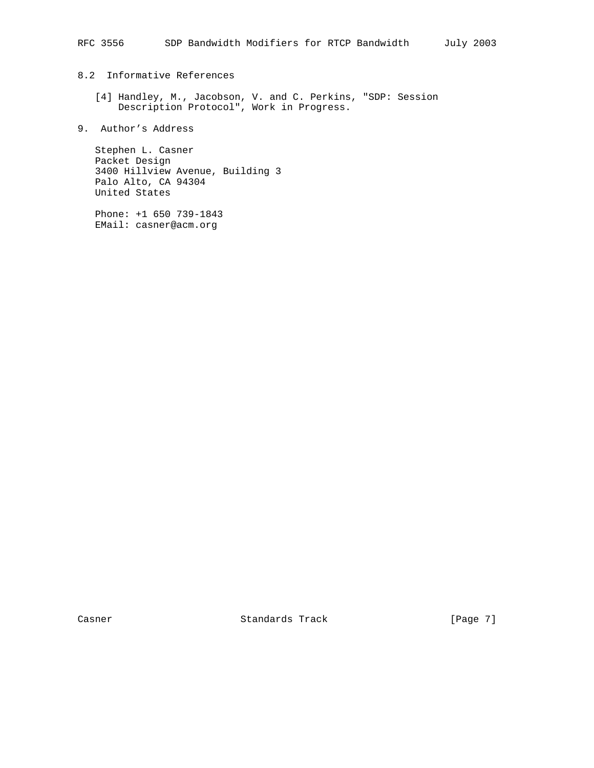## 8.2 Informative References

[4] Handley, M., Jacobson, V. and C. Perkins, "SDP: Session Description Protocol", Work in Progress.

## 9. Author's Address

Stephen L. Casner
Packet Design
3400 Hillview Avenue, Building 3
Palo Alto, CA 94304
United States

Phone: +1 650 739-1843
EMail: casner@acm.org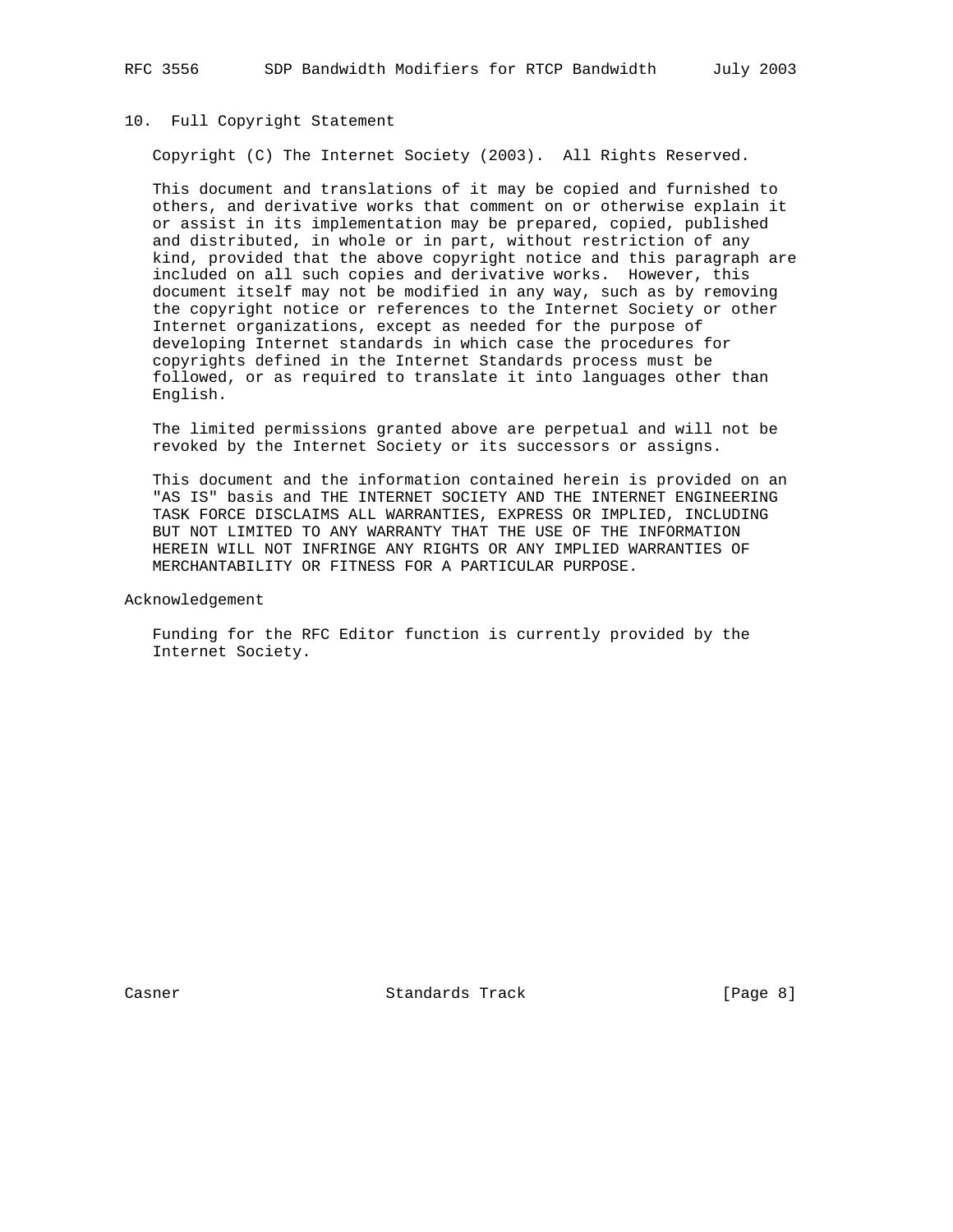## 10. Full Copyright Statement

Copyright (C) The Internet Society (2003). All Rights Reserved.

This document and translations of it may be copied and furnished to others, and derivative works that comment on or otherwise explain it or assist in its implementation may be prepared, copied, published and distributed, in whole or in part, without restriction of any kind, provided that the above copyright notice and this paragraph are included on all such copies and derivative works. However, this document itself may not be modified in any way, such as by removing the copyright notice or references to the Internet Society or other Internet organizations, except as needed for the purpose of developing Internet standards in which case the procedures for copyrights defined in the Internet Standards process must be followed, or as required to translate it into languages other than English.

The limited permissions granted above are perpetual and will not be revoked by the Internet Society or its successors or assigns.

This document and the information contained herein is provided on an "AS IS" basis and THE INTERNET SOCIETY AND THE INTERNET ENGINEERING TASK FORCE DISCLAIMS ALL WARRANTIES, EXPRESS OR IMPLIED, INCLUDING BUT NOT LIMITED TO ANY WARRANTY THAT THE USE OF THE INFORMATION HEREIN WILL NOT INFRINGE ANY RIGHTS OR ANY IMPLIED WARRANTIES OF MERCHANTABILITY OR FITNESS FOR A PARTICULAR PURPOSE.

## Acknowledgement

Funding for the RFC Editor function is currently provided by the Internet Society.